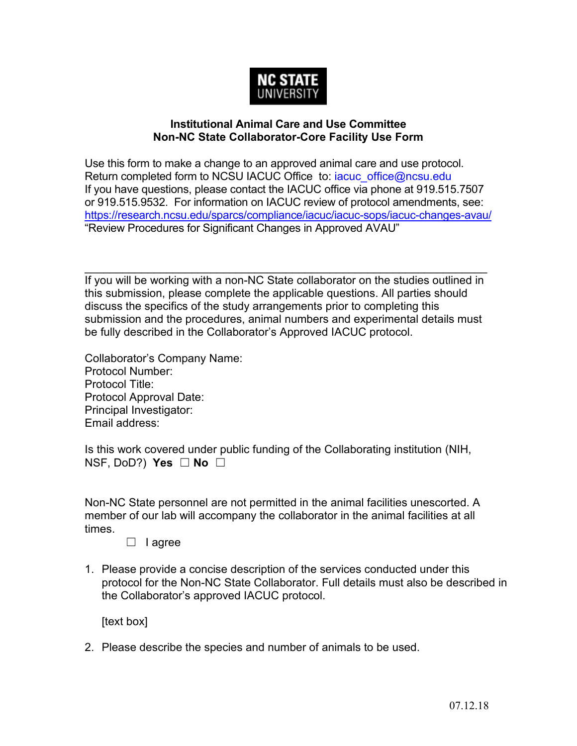NC STATE UNIVERSITY

**Institutional Animal Care and Use Committee**
**Non-NC State Collaborator-Core Facility Use Form**

Use this form to make a change to an approved animal care and use protocol. Return completed form to NCSU IACUC Office to: iacuc_office@ncsu.edu
If you have questions, please contact the IACUC office via phone at 919.515.7507 or 919.515.9532. For information on IACUC review of protocol amendments, see: https://research.ncsu.edu/sparcs/compliance/iacuc/iacuc-sops/iacuc-changes-avau/
"Review Procedures for Significant Changes in Approved AVAU"

---

If you will be working with a non-NC State collaborator on the studies outlined in this submission, please complete the applicable questions. All parties should discuss the specifics of the study arrangements prior to completing this submission and the procedures, animal numbers and experimental details must be fully described in the Collaborator's Approved IACUC protocol.

Collaborator's Company Name:
Protocol Number:
Protocol Title:
Protocol Approval Date:
Principal Investigator:
Email address:

Is this work covered under public funding of the Collaborating institution (NIH, NSF, DoD?) **Yes** ☐ **No** ☐

Non-NC State personnel are not permitted in the animal facilities unescorted. A member of our lab will accompany the collaborator in the animal facilities at all times.

☐ I agree

1. Please provide a concise description of the services conducted under this protocol for the Non-NC State Collaborator. Full details must also be described in the Collaborator's approved IACUC protocol.

   [text box]

2. Please describe the species and number of animals to be used.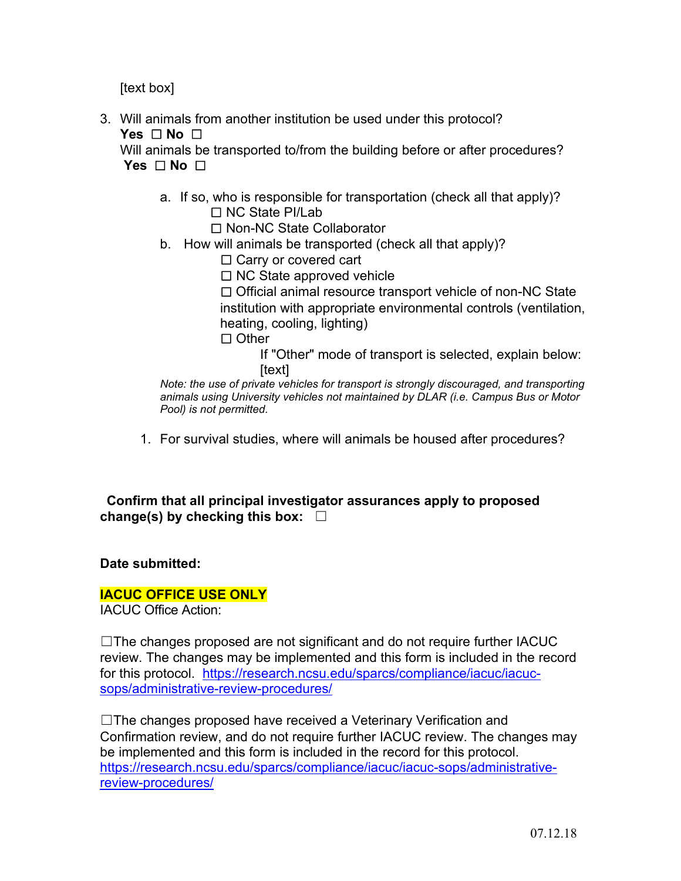[text box]

3. Will animals from another institution be used under this protocol?
   **Yes** ☐ **No** ☐
   Will animals be transported to/from the building before or after procedures?
   **Yes** ☐ **No** ☐

   a. If so, who is responsible for transportation (check all that apply)?
      ☐ NC State PI/Lab
      ☐ Non-NC State Collaborator
   b. How will animals be transported (check all that apply)?
      ☐ Carry or covered cart
      ☐ NC State approved vehicle
      ☐ Official animal resource transport vehicle of non-NC State institution with appropriate environmental controls (ventilation, heating, cooling, lighting)
      ☐ Other
         If "Other" mode of transport is selected, explain below:
         [text]

   *Note: the use of private vehicles for transport is strongly discouraged, and transporting animals using University vehicles not maintained by DLAR (i.e. Campus Bus or Motor Pool) is not permitted.*

1. For survival studies, where will animals be housed after procedures?

**Confirm that all principal investigator assurances apply to proposed change(s) by checking this box:** ☐

**Date submitted:**

**IACUC OFFICE USE ONLY**

IACUC Office Action:

☐The changes proposed are not significant and do not require further IACUC review. The changes may be implemented and this form is included in the record for this protocol. https://research.ncsu.edu/sparcs/compliance/iacuc/iacuc-sops/administrative-review-procedures/

☐The changes proposed have received a Veterinary Verification and Confirmation review, and do not require further IACUC review. The changes may be implemented and this form is included in the record for this protocol. https://research.ncsu.edu/sparcs/compliance/iacuc/iacuc-sops/administrative-review-procedures/

07.12.18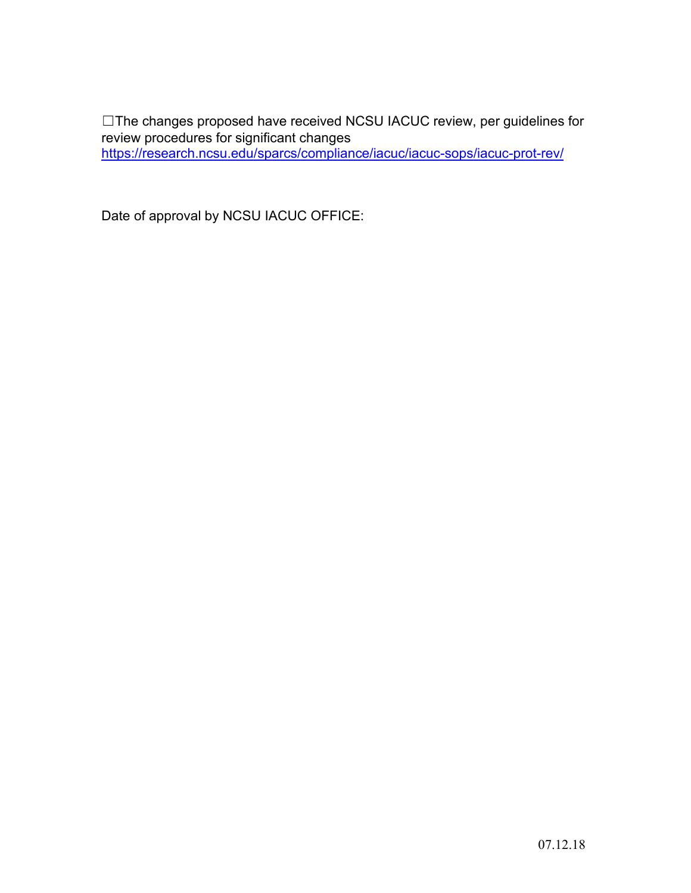☐The changes proposed have received NCSU IACUC review, per guidelines for review procedures for significant changes
https://research.ncsu.edu/sparcs/compliance/iacuc/iacuc-sops/iacuc-prot-rev/

Date of approval by NCSU IACUC OFFICE:

07.12.18